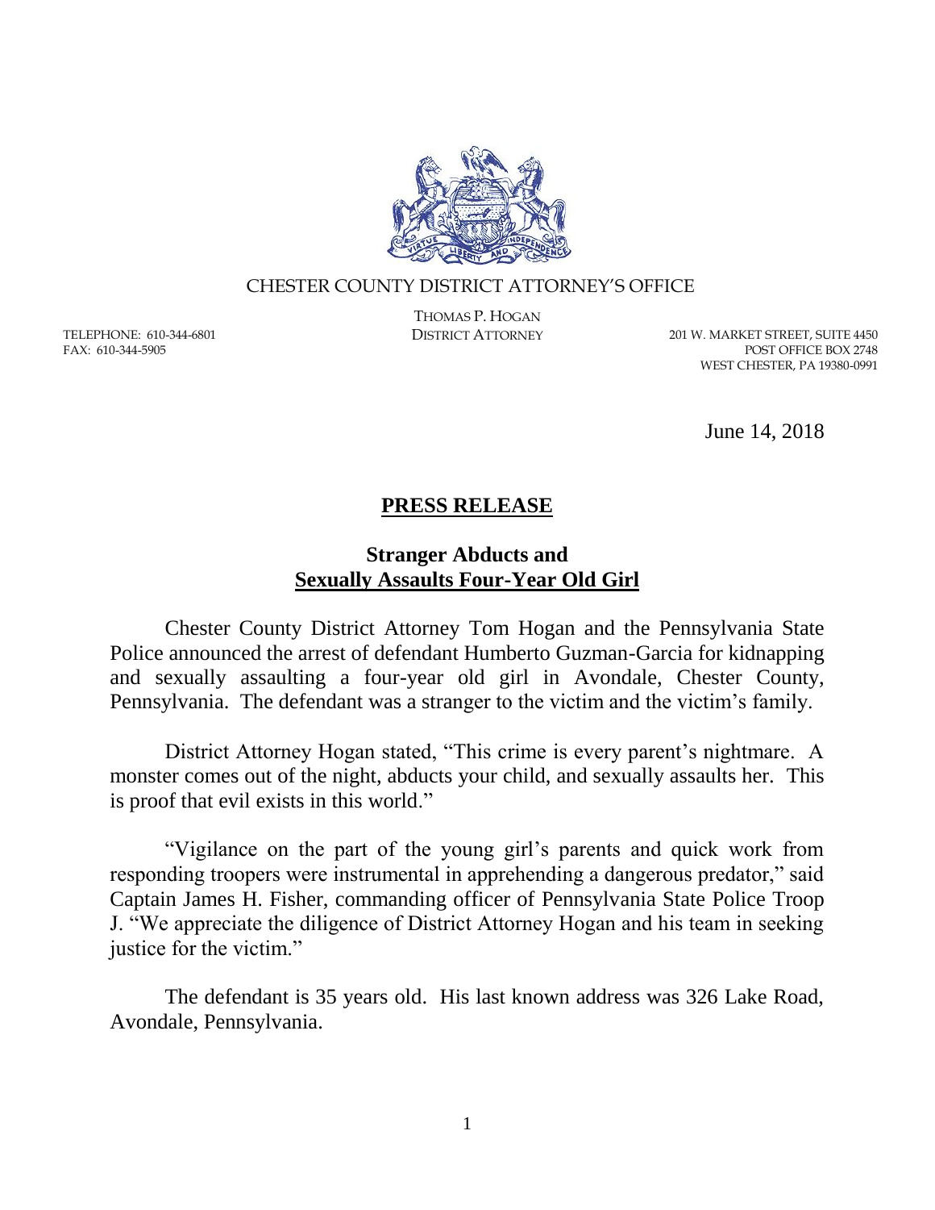CHESTER COUNTY DISTRICT ATTORNEY'S OFFICE

THOMAS P. HOGAN
DISTRICT ATTORNEY

TELEPHONE: 610-344-6801
FAX: 610-344-5905

201 W. MARKET STREET, SUITE 4450
POST OFFICE BOX 2748
WEST CHESTER, PA 19380-0991

June 14, 2018

# PRESS RELEASE

## Stranger Abducts and Sexually Assaults Four-Year Old Girl

Chester County District Attorney Tom Hogan and the Pennsylvania State Police announced the arrest of defendant Humberto Guzman-Garcia for kidnapping and sexually assaulting a four-year old girl in Avondale, Chester County, Pennsylvania. The defendant was a stranger to the victim and the victim's family.

District Attorney Hogan stated, "This crime is every parent's nightmare. A monster comes out of the night, abducts your child, and sexually assaults her. This is proof that evil exists in this world."

"Vigilance on the part of the young girl's parents and quick work from responding troopers were instrumental in apprehending a dangerous predator," said Captain James H. Fisher, commanding officer of Pennsylvania State Police Troop J. "We appreciate the diligence of District Attorney Hogan and his team in seeking justice for the victim."

The defendant is 35 years old. His last known address was 326 Lake Road, Avondale, Pennsylvania.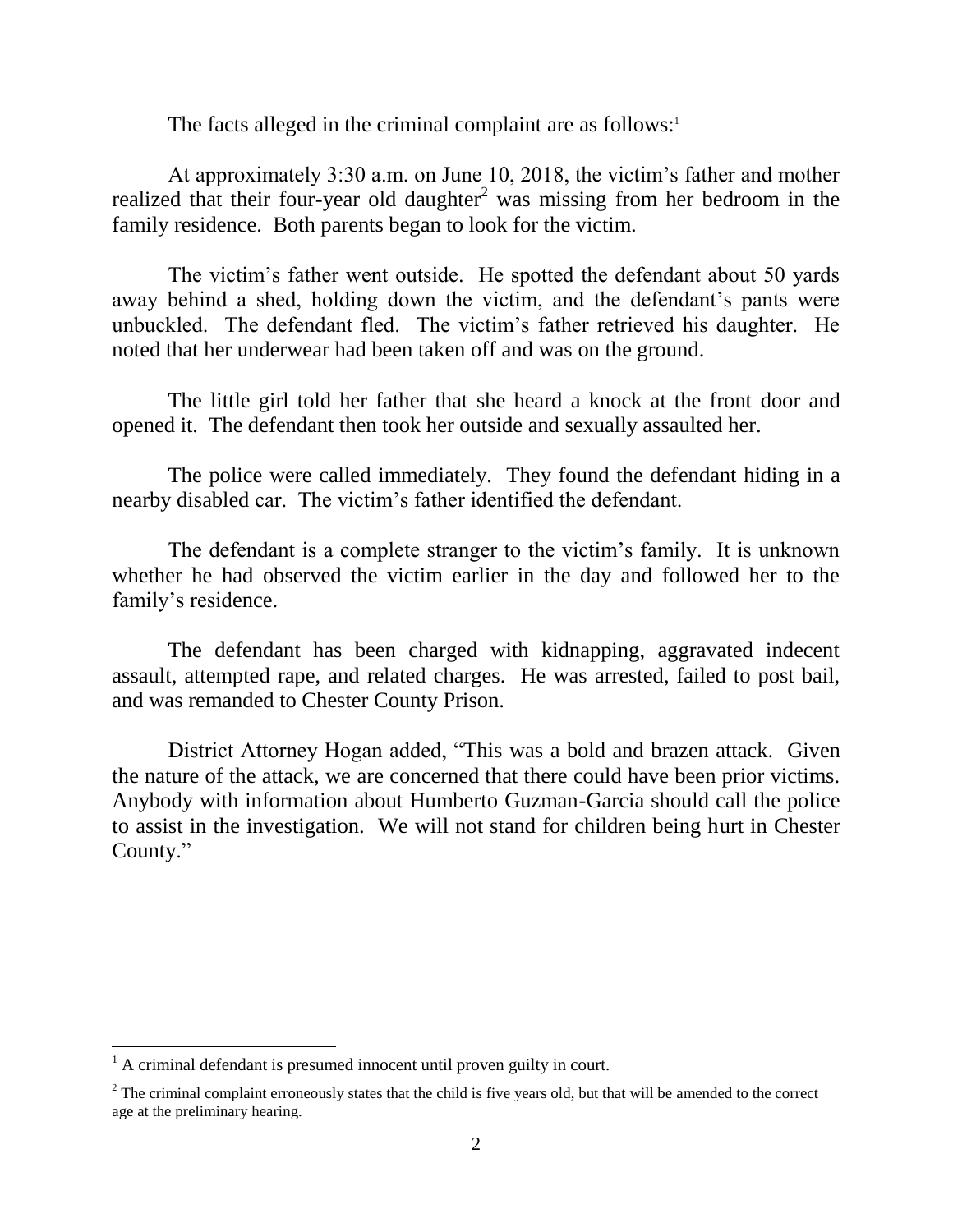The facts alleged in the criminal complaint are as follows:[1]

At approximately 3:30 a.m. on June 10, 2018, the victim's father and mother realized that their four-year old daughter[2] was missing from her bedroom in the family residence. Both parents began to look for the victim.

The victim's father went outside. He spotted the defendant about 50 yards away behind a shed, holding down the victim, and the defendant's pants were unbuckled. The defendant fled. The victim's father retrieved his daughter. He noted that her underwear had been taken off and was on the ground.

The little girl told her father that she heard a knock at the front door and opened it. The defendant then took her outside and sexually assaulted her.

The police were called immediately. They found the defendant hiding in a nearby disabled car. The victim's father identified the defendant.

The defendant is a complete stranger to the victim's family. It is unknown whether he had observed the victim earlier in the day and followed her to the family's residence.

The defendant has been charged with kidnapping, aggravated indecent assault, attempted rape, and related charges. He was arrested, failed to post bail, and was remanded to Chester County Prison.

District Attorney Hogan added, "This was a bold and brazen attack. Given the nature of the attack, we are concerned that there could have been prior victims. Anybody with information about Humberto Guzman-Garcia should call the police to assist in the investigation. We will not stand for children being hurt in Chester County."

---

[1] A criminal defendant is presumed innocent until proven guilty in court.

[2] The criminal complaint erroneously states that the child is five years old, but that will be amended to the correct age at the preliminary hearing.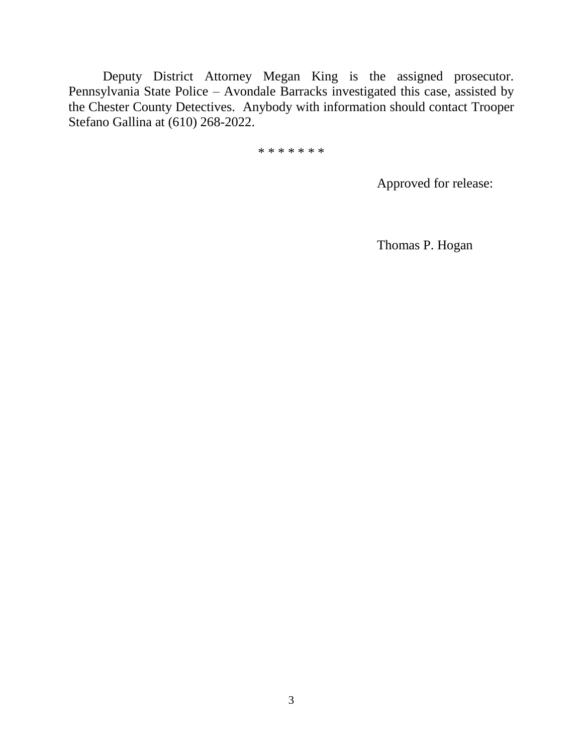Deputy District Attorney Megan King is the assigned prosecutor. Pennsylvania State Police – Avondale Barracks investigated this case, assisted by the Chester County Detectives. Anybody with information should contact Trooper Stefano Gallina at (610) 268-2022.

* * * * * * *

Approved for release:

Thomas P. Hogan